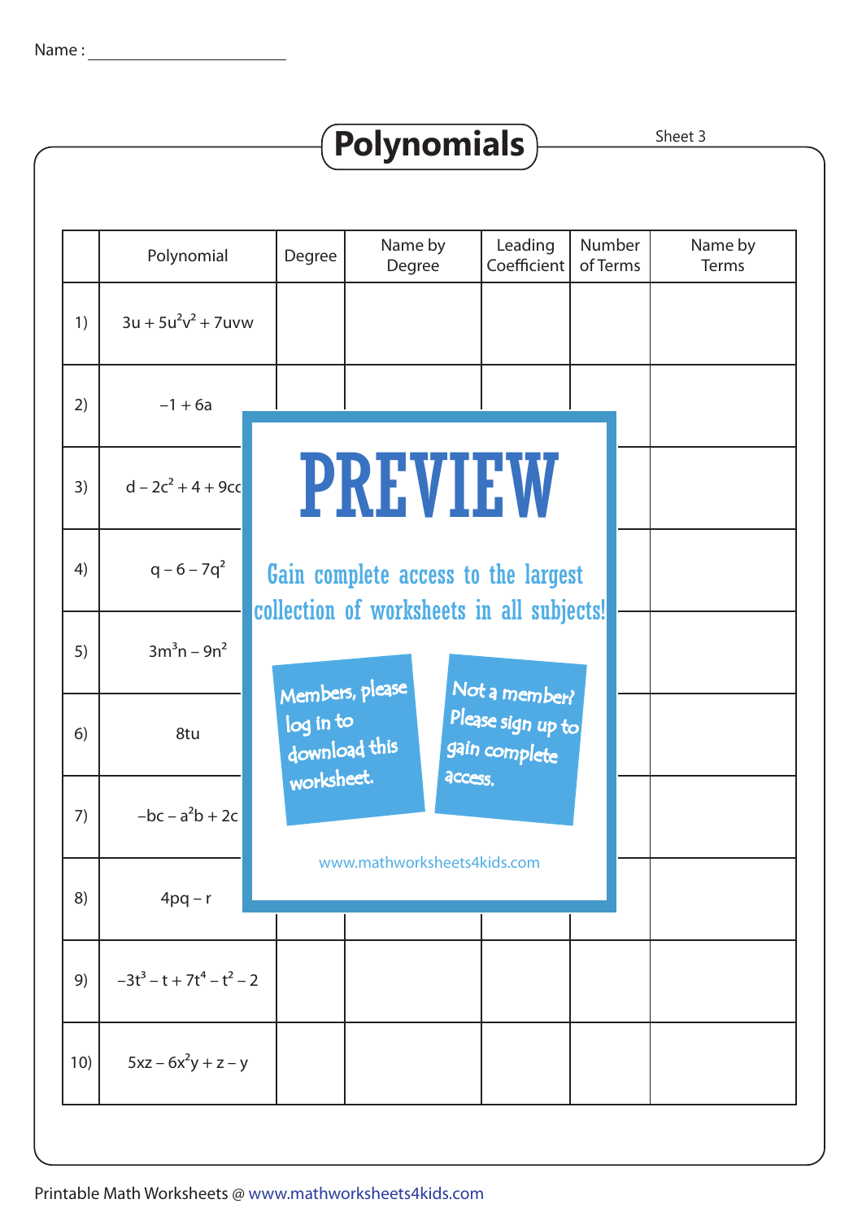Name : ____________________

# Polynomials

Sheet 3

| | Polynomial | Degree | Name by Degree | Leading Coefficient | Number of Terms | Name by Terms |
|---|---|---|---|---|---|---|
| 1) | $3u + 5u^2v^2 + 7uvw$ | | | | | |
| 2) | $-1 + 6a$ | | | | | |
| 3) | $d - 2c^2 + 4 + 9cc$ | | | | | |
| 4) | $q - 6 - 7q^2$ | | | | | |
| 5) | $3m^3n - 9n^2$ | | | | | |
| 6) | $8tu$ | | | | | |
| 7) | $-bc - a^2b + 2c$ | | | | | |
| 8) | $4pq - r$ | | | | | |
| 9) | $-3t^3 - t + 7t^4 - t^2 - 2$ | | | | | |
| 10) | $5xz - 6x^2y + z - y$ | | | | | |

PREVIEW

Gain complete access to the largest collection of worksheets in all subjects!

Members, please log in to download this worksheet.

Not a member? Please sign up to gain complete access.

www.mathworksheets4kids.com

Printable Math Worksheets @ www.mathworksheets4kids.com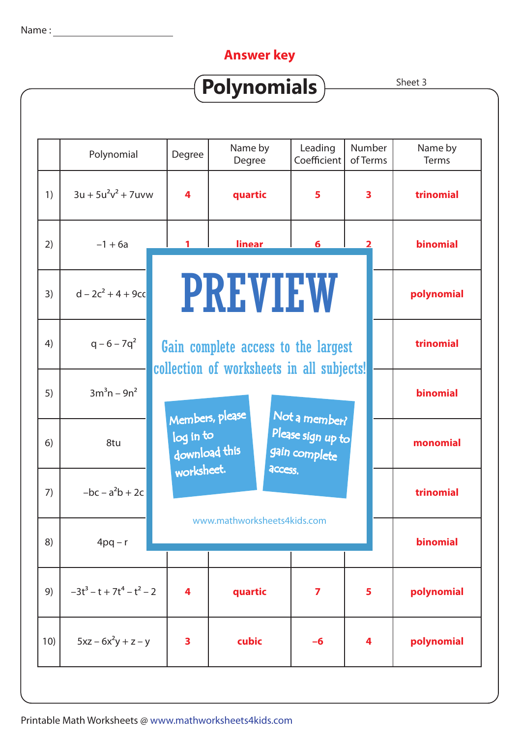Name : ________________

**Answer key**

# Polynomials

Sheet 3

| | Polynomial | Degree | Name by Degree | Leading Coefficient | Number of Terms | Name by Terms |
|---|---|---|---|---|---|---|
| 1) | $3u + 5u^2v^2 + 7uvw$ | **4** | **quartic** | **5** | **3** | **trinomial** |
| 2) | $-1 + 6a$ | **1** | **linear** | **6** | **2** | **binomial** |
| 3) | $d - 2c^2 + 4 + 9cc$ | | | | | **polynomial** |
| 4) | $q - 6 - 7q^2$ | | | | | **trinomial** |
| 5) | $3m^3n - 9n^2$ | | | | | **binomial** |
| 6) | $8tu$ | | | | | **monomial** |
| 7) | $-bc - a^2b + 2c$ | | | | | **trinomial** |
| 8) | $4pq - r$ | | | | | **binomial** |
| 9) | $-3t^3 - t + 7t^4 - t^2 - 2$ | **4** | **quartic** | **7** | **5** | **polynomial** |
| 10) | $5xz - 6x^2y + z - y$ | **3** | **cubic** | **−6** | **4** | **polynomial** |

PREVIEW

Gain complete access to the largest collection of worksheets in all subjects!

Members, please log in to download this worksheet.

Not a member? Please sign up to gain complete access.

www.mathworksheets4kids.com

Printable Math Worksheets @ www.mathworksheets4kids.com